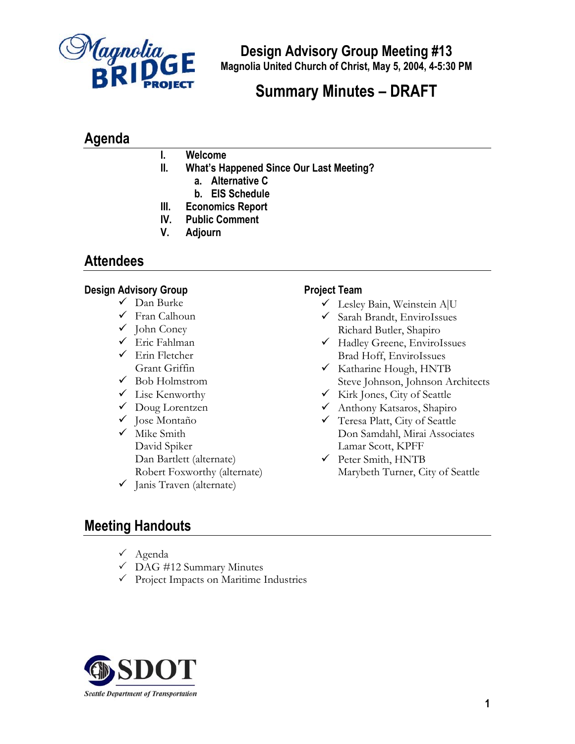# Design Advisory Group Meeting #13

Magnolia United Church of Christ, May 5, 2004, 4-5:30 PM

# Summary Minutes – DRAFT

## Agenda

I. **Welcome**

II. **What's Happened Since Our Last Meeting?**
   a. **Alternative C**
   b. **EIS Schedule**

III. **Economics Report**

IV. **Public Comment**

V. **Adjourn**

## Attendees

### Design Advisory Group

- ✓ Dan Burke
- ✓ Fran Calhoun
- ✓ John Coney
- ✓ Eric Fahlman
- ✓ Erin Fletcher
- Grant Griffin
- ✓ Bob Holmstrom
- ✓ Lise Kenworthy
- ✓ Doug Lorentzen
- ✓ Jose Montaño
- ✓ Mike Smith
- David Spiker
- Dan Bartlett (alternate)
- Robert Foxworthy (alternate)
- ✓ Janis Traven (alternate)

### Project Team

- ✓ Lesley Bain, Weinstein A|U
- ✓ Sarah Brandt, EnviroIssues
- Richard Butler, Shapiro
- ✓ Hadley Greene, EnviroIssues
- Brad Hoff, EnviroIssues
- ✓ Katharine Hough, HNTB
- Steve Johnson, Johnson Architects
- ✓ Kirk Jones, City of Seattle
- ✓ Anthony Katsaros, Shapiro
- ✓ Teresa Platt, City of Seattle
- Don Samdahl, Mirai Associates
- Lamar Scott, KPFF
- ✓ Peter Smith, HNTB
- Marybeth Turner, City of Seattle

## Meeting Handouts

- ✓ Agenda
- ✓ DAG #12 Summary Minutes
- ✓ Project Impacts on Maritime Industries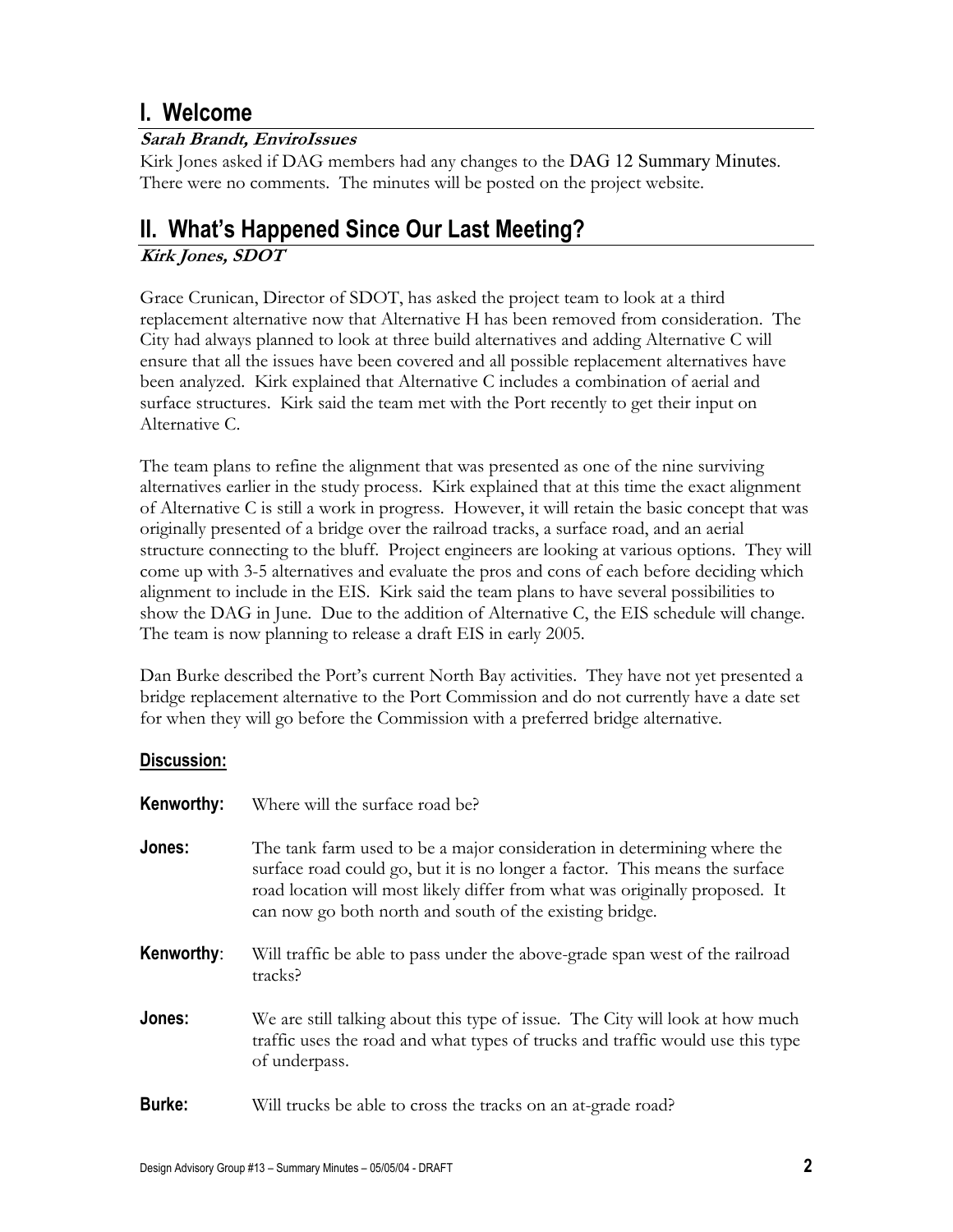## I. Welcome

***Sarah Brandt, EnviroIssues***

Kirk Jones asked if DAG members had any changes to the DAG 12 Summary Minutes. There were no comments. The minutes will be posted on the project website.

## II. What's Happened Since Our Last Meeting?

***Kirk Jones, SDOT***

Grace Crunican, Director of SDOT, has asked the project team to look at a third replacement alternative now that Alternative H has been removed from consideration. The City had always planned to look at three build alternatives and adding Alternative C will ensure that all the issues have been covered and all possible replacement alternatives have been analyzed. Kirk explained that Alternative C includes a combination of aerial and surface structures. Kirk said the team met with the Port recently to get their input on Alternative C.

The team plans to refine the alignment that was presented as one of the nine surviving alternatives earlier in the study process. Kirk explained that at this time the exact alignment of Alternative C is still a work in progress. However, it will retain the basic concept that was originally presented of a bridge over the railroad tracks, a surface road, and an aerial structure connecting to the bluff. Project engineers are looking at various options. They will come up with 3-5 alternatives and evaluate the pros and cons of each before deciding which alignment to include in the EIS. Kirk said the team plans to have several possibilities to show the DAG in June. Due to the addition of Alternative C, the EIS schedule will change. The team is now planning to release a draft EIS in early 2005.

Dan Burke described the Port's current North Bay activities. They have not yet presented a bridge replacement alternative to the Port Commission and do not currently have a date set for when they will go before the Commission with a preferred bridge alternative.

**Discussion:**

**Kenworthy:** Where will the surface road be?

**Jones:** The tank farm used to be a major consideration in determining where the surface road could go, but it is no longer a factor. This means the surface road location will most likely differ from what was originally proposed. It can now go both north and south of the existing bridge.

**Kenworthy:** Will traffic be able to pass under the above-grade span west of the railroad tracks?

**Jones:** We are still talking about this type of issue. The City will look at how much traffic uses the road and what types of trucks and traffic would use this type of underpass.

**Burke:** Will trucks be able to cross the tracks on an at-grade road?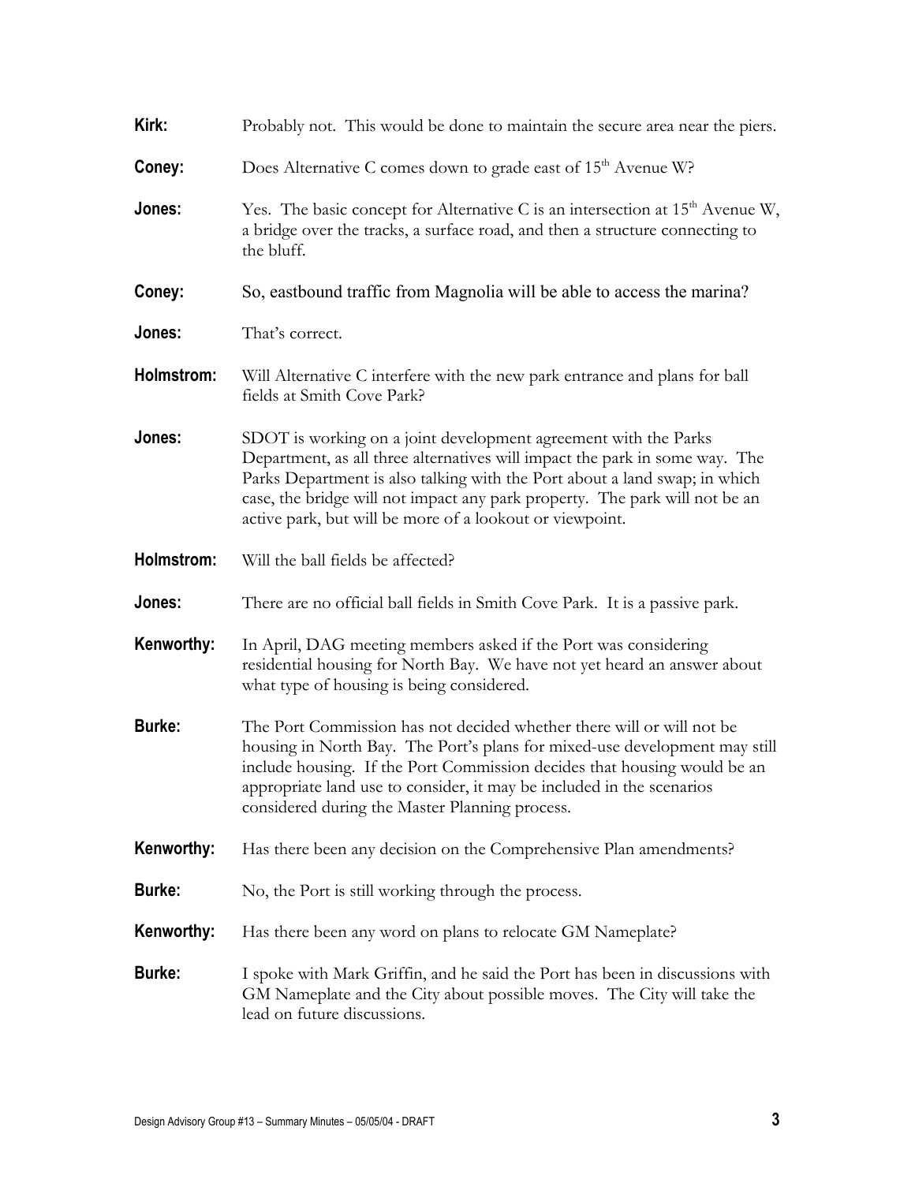**Kirk:** Probably not. This would be done to maintain the secure area near the piers.

**Coney:** Does Alternative C comes down to grade east of 15th Avenue W?

**Jones:** Yes. The basic concept for Alternative C is an intersection at 15th Avenue W, a bridge over the tracks, a surface road, and then a structure connecting to the bluff.

**Coney:** So, eastbound traffic from Magnolia will be able to access the marina?

**Jones:** That's correct.

**Holmstrom:** Will Alternative C interfere with the new park entrance and plans for ball fields at Smith Cove Park?

**Jones:** SDOT is working on a joint development agreement with the Parks Department, as all three alternatives will impact the park in some way. The Parks Department is also talking with the Port about a land swap; in which case, the bridge will not impact any park property. The park will not be an active park, but will be more of a lookout or viewpoint.

**Holmstrom:** Will the ball fields be affected?

**Jones:** There are no official ball fields in Smith Cove Park. It is a passive park.

**Kenworthy:** In April, DAG meeting members asked if the Port was considering residential housing for North Bay. We have not yet heard an answer about what type of housing is being considered.

**Burke:** The Port Commission has not decided whether there will or will not be housing in North Bay. The Port's plans for mixed-use development may still include housing. If the Port Commission decides that housing would be an appropriate land use to consider, it may be included in the scenarios considered during the Master Planning process.

**Kenworthy:** Has there been any decision on the Comprehensive Plan amendments?

**Burke:** No, the Port is still working through the process.

**Kenworthy:** Has there been any word on plans to relocate GM Nameplate?

**Burke:** I spoke with Mark Griffin, and he said the Port has been in discussions with GM Nameplate and the City about possible moves. The City will take the lead on future discussions.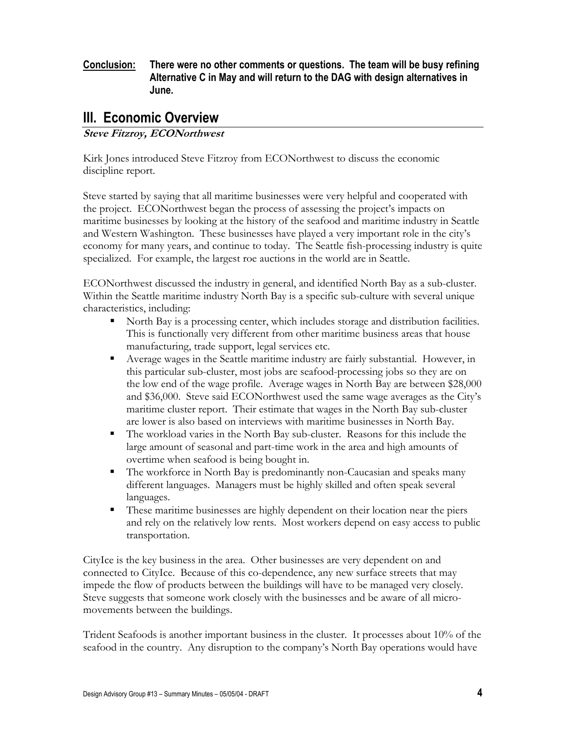**Conclusion:** **There were no other comments or questions. The team will be busy refining Alternative C in May and will return to the DAG with design alternatives in June.**

## III. Economic Overview

***Steve Fitzroy, ECONorthwest***

Kirk Jones introduced Steve Fitzroy from ECONorthwest to discuss the economic discipline report.

Steve started by saying that all maritime businesses were very helpful and cooperated with the project. ECONorthwest began the process of assessing the project's impacts on maritime businesses by looking at the history of the seafood and maritime industry in Seattle and Western Washington. These businesses have played a very important role in the city's economy for many years, and continue to today. The Seattle fish-processing industry is quite specialized. For example, the largest roe auctions in the world are in Seattle.

ECONorthwest discussed the industry in general, and identified North Bay as a sub-cluster. Within the Seattle maritime industry North Bay is a specific sub-culture with several unique characteristics, including:

- North Bay is a processing center, which includes storage and distribution facilities. This is functionally very different from other maritime business areas that house manufacturing, trade support, legal services etc.
- Average wages in the Seattle maritime industry are fairly substantial. However, in this particular sub-cluster, most jobs are seafood-processing jobs so they are on the low end of the wage profile. Average wages in North Bay are between $28,000 and $36,000. Steve said ECONorthwest used the same wage averages as the City's maritime cluster report. Their estimate that wages in the North Bay sub-cluster are lower is also based on interviews with maritime businesses in North Bay.
- The workload varies in the North Bay sub-cluster. Reasons for this include the large amount of seasonal and part-time work in the area and high amounts of overtime when seafood is being bought in.
- The workforce in North Bay is predominantly non-Caucasian and speaks many different languages. Managers must be highly skilled and often speak several languages.
- These maritime businesses are highly dependent on their location near the piers and rely on the relatively low rents. Most workers depend on easy access to public transportation.

CityIce is the key business in the area. Other businesses are very dependent on and connected to CityIce. Because of this co-dependence, any new surface streets that may impede the flow of products between the buildings will have to be managed very closely. Steve suggests that someone work closely with the businesses and be aware of all micro-movements between the buildings.

Trident Seafoods is another important business in the cluster. It processes about 10% of the seafood in the country. Any disruption to the company's North Bay operations would have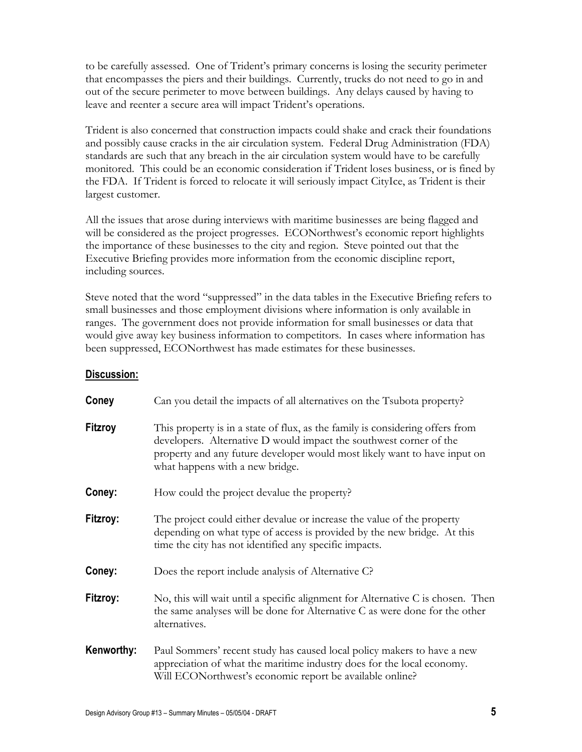to be carefully assessed. One of Trident's primary concerns is losing the security perimeter that encompasses the piers and their buildings. Currently, trucks do not need to go in and out of the secure perimeter to move between buildings. Any delays caused by having to leave and reenter a secure area will impact Trident's operations.

Trident is also concerned that construction impacts could shake and crack their foundations and possibly cause cracks in the air circulation system. Federal Drug Administration (FDA) standards are such that any breach in the air circulation system would have to be carefully monitored. This could be an economic consideration if Trident loses business, or is fined by the FDA. If Trident is forced to relocate it will seriously impact CityIce, as Trident is their largest customer.

All the issues that arose during interviews with maritime businesses are being flagged and will be considered as the project progresses. ECONorthwest's economic report highlights the importance of these businesses to the city and region. Steve pointed out that the Executive Briefing provides more information from the economic discipline report, including sources.

Steve noted that the word "suppressed" in the data tables in the Executive Briefing refers to small businesses and those employment divisions where information is only available in ranges. The government does not provide information for small businesses or data that would give away key business information to competitors. In cases where information has been suppressed, ECONorthwest has made estimates for these businesses.

## Discussion:

**Coney** Can you detail the impacts of all alternatives on the Tsubota property?

**Fitzroy** This property is in a state of flux, as the family is considering offers from developers. Alternative D would impact the southwest corner of the property and any future developer would most likely want to have input on what happens with a new bridge.

**Coney:** How could the project devalue the property?

**Fitzroy:** The project could either devalue or increase the value of the property depending on what type of access is provided by the new bridge. At this time the city has not identified any specific impacts.

**Coney:** Does the report include analysis of Alternative C?

**Fitzroy:** No, this will wait until a specific alignment for Alternative C is chosen. Then the same analyses will be done for Alternative C as were done for the other alternatives.

**Kenworthy:** Paul Sommers' recent study has caused local policy makers to have a new appreciation of what the maritime industry does for the local economy. Will ECONorthwest's economic report be available online?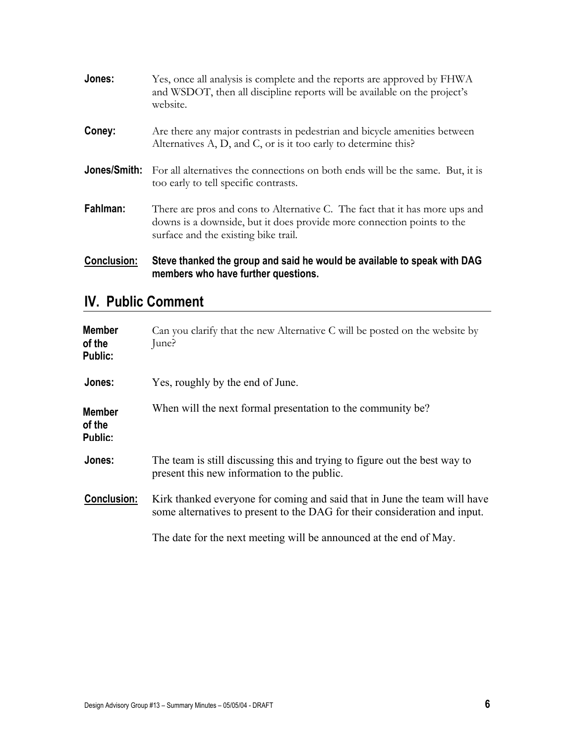**Jones:** Yes, once all analysis is complete and the reports are approved by FHWA and WSDOT, then all discipline reports will be available on the project's website.

**Coney:** Are there any major contrasts in pedestrian and bicycle amenities between Alternatives A, D, and C, or is it too early to determine this?

**Jones/Smith:** For all alternatives the connections on both ends will be the same. But, it is too early to tell specific contrasts.

**Fahlman:** There are pros and cons to Alternative C. The fact that it has more ups and downs is a downside, but it does provide more connection points to the surface and the existing bike trail.

**Conclusion:** **Steve thanked the group and said he would be available to speak with DAG members who have further questions.**

## IV. Public Comment

**Member of the Public:** Can you clarify that the new Alternative C will be posted on the website by June?

**Jones:** Yes, roughly by the end of June.

**Member of the Public:** When will the next formal presentation to the community be?

**Jones:** The team is still discussing this and trying to figure out the best way to present this new information to the public.

**Conclusion:** Kirk thanked everyone for coming and said that in June the team will have some alternatives to present to the DAG for their consideration and input.

The date for the next meeting will be announced at the end of May.